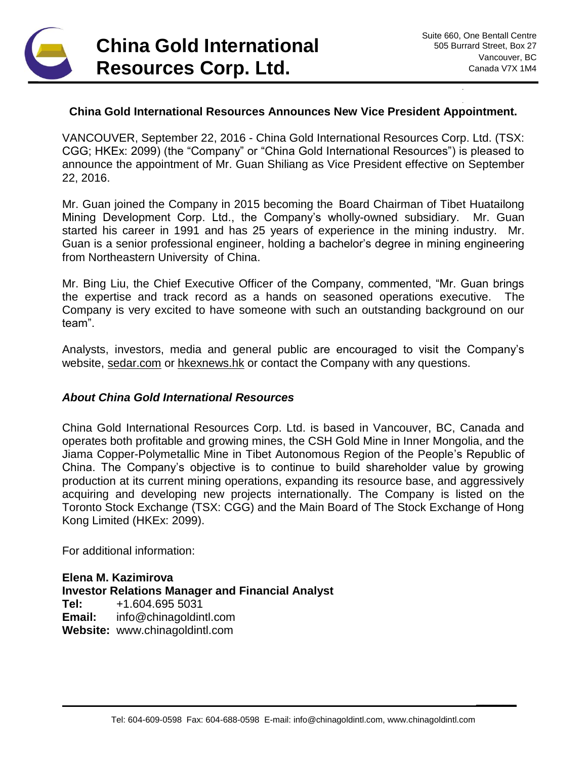# China Gold International Resources Corp. Ltd.

Suite 660, One Bentall Centre
505 Burrard Street, Box 27
Vancouver, BC
Canada V7X 1M4

## China Gold International Resources Announces New Vice President Appointment.

VANCOUVER, September 22, 2016 - China Gold International Resources Corp. Ltd. (TSX: CGG; HKEx: 2099) (the "Company" or "China Gold International Resources") is pleased to announce the appointment of Mr. Guan Shiliang as Vice President effective on September 22, 2016.

Mr. Guan joined the Company in 2015 becoming the Board Chairman of Tibet Huatailong Mining Development Corp. Ltd., the Company's wholly-owned subsidiary. Mr. Guan started his career in 1991 and has 25 years of experience in the mining industry. Mr. Guan is a senior professional engineer, holding a bachelor's degree in mining engineering from Northeastern University of China.

Mr. Bing Liu, the Chief Executive Officer of the Company, commented, "Mr. Guan brings the expertise and track record as a hands on seasoned operations executive. The Company is very excited to have someone with such an outstanding background on our team".

Analysts, investors, media and general public are encouraged to visit the Company's website, sedar.com or hkexnews.hk or contact the Company with any questions.

### *About China Gold International Resources*

China Gold International Resources Corp. Ltd. is based in Vancouver, BC, Canada and operates both profitable and growing mines, the CSH Gold Mine in Inner Mongolia, and the Jiama Copper-Polymetallic Mine in Tibet Autonomous Region of the People's Republic of China. The Company's objective is to continue to build shareholder value by growing production at its current mining operations, expanding its resource base, and aggressively acquiring and developing new projects internationally. The Company is listed on the Toronto Stock Exchange (TSX: CGG) and the Main Board of The Stock Exchange of Hong Kong Limited (HKEx: 2099).

For additional information:

**Elena M. Kazimirova**
**Investor Relations Manager and Financial Analyst**
**Tel:** +1.604.695 5031
**Email:** info@chinagoldintl.com
**Website:** www.chinagoldintl.com

Tel: 604-609-0598 Fax: 604-688-0598 E-mail: info@chinagoldintl.com, www.chinagoldintl.com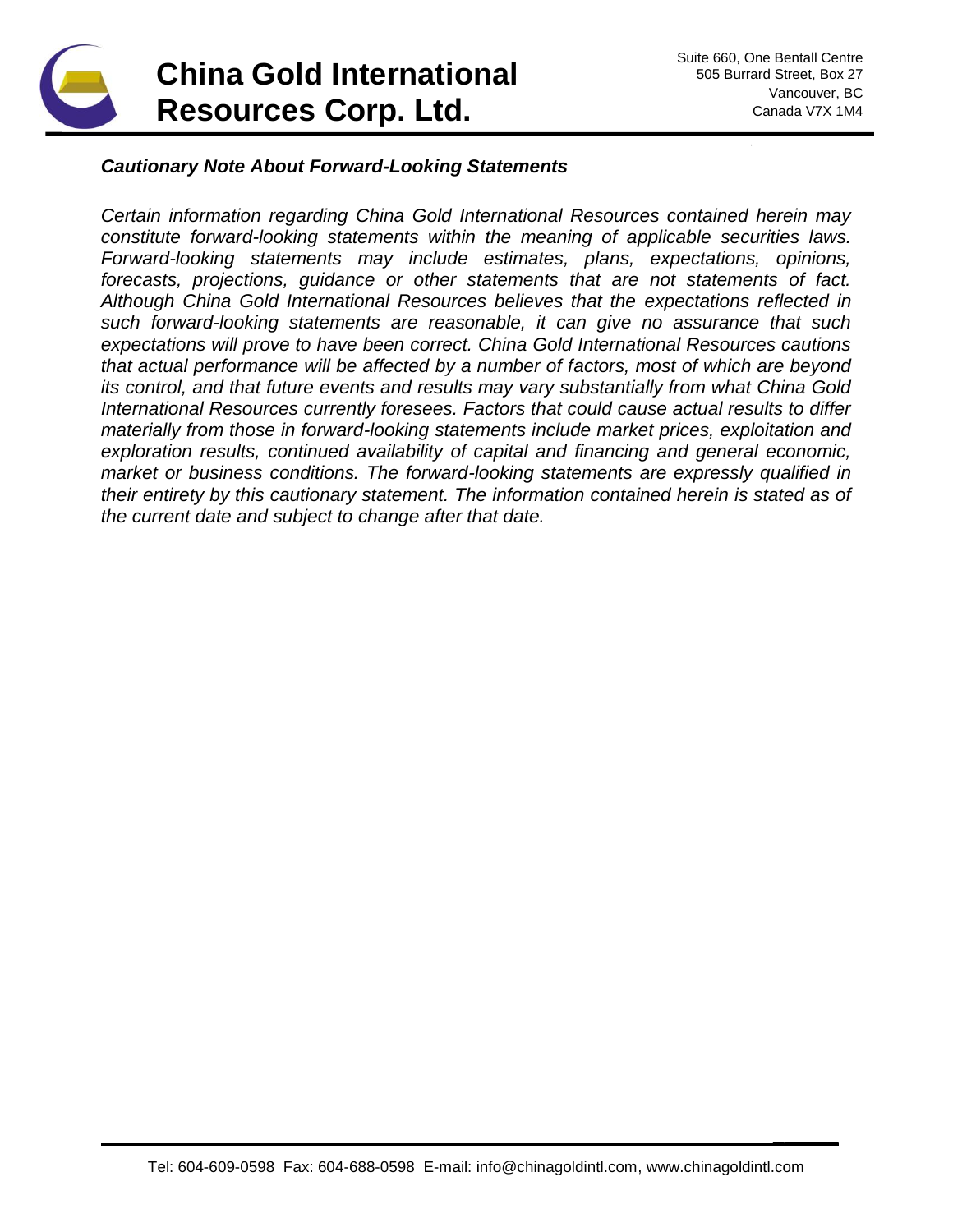***Cautionary Note About Forward-Looking Statements***

*Certain information regarding China Gold International Resources contained herein may constitute forward-looking statements within the meaning of applicable securities laws. Forward-looking statements may include estimates, plans, expectations, opinions, forecasts, projections, guidance or other statements that are not statements of fact. Although China Gold International Resources believes that the expectations reflected in such forward-looking statements are reasonable, it can give no assurance that such expectations will prove to have been correct. China Gold International Resources cautions that actual performance will be affected by a number of factors, most of which are beyond its control, and that future events and results may vary substantially from what China Gold International Resources currently foresees. Factors that could cause actual results to differ materially from those in forward-looking statements include market prices, exploitation and exploration results, continued availability of capital and financing and general economic, market or business conditions. The forward-looking statements are expressly qualified in their entirety by this cautionary statement. The information contained herein is stated as of the current date and subject to change after that date.*